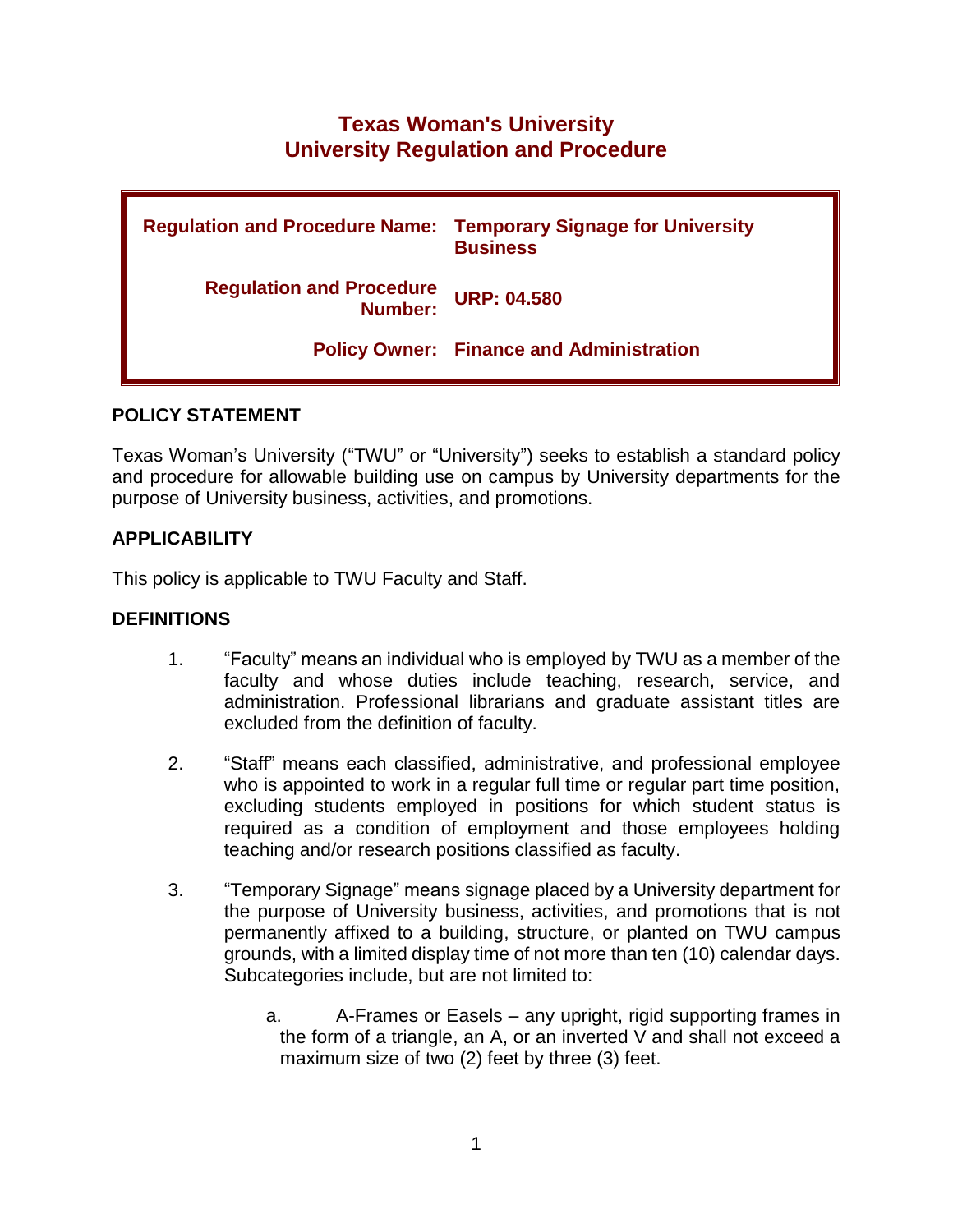# Texas Woman's University
# University Regulation and Procedure

| | |
|---|---|
| **Regulation and Procedure Name:** | **Temporary Signage for University Business** |
| **Regulation and Procedure Number:** | **URP: 04.580** |
| **Policy Owner:** | **Finance and Administration** |

## POLICY STATEMENT

Texas Woman's University ("TWU" or "University") seeks to establish a standard policy and procedure for allowable building use on campus by University departments for the purpose of University business, activities, and promotions.

## APPLICABILITY

This policy is applicable to TWU Faculty and Staff.

## DEFINITIONS

1. "Faculty" means an individual who is employed by TWU as a member of the faculty and whose duties include teaching, research, service, and administration. Professional librarians and graduate assistant titles are excluded from the definition of faculty.

2. "Staff" means each classified, administrative, and professional employee who is appointed to work in a regular full time or regular part time position, excluding students employed in positions for which student status is required as a condition of employment and those employees holding teaching and/or research positions classified as faculty.

3. "Temporary Signage" means signage placed by a University department for the purpose of University business, activities, and promotions that is not permanently affixed to a building, structure, or planted on TWU campus grounds, with a limited display time of not more than ten (10) calendar days. Subcategories include, but are not limited to:

   a. A-Frames or Easels – any upright, rigid supporting frames in the form of a triangle, an A, or an inverted V and shall not exceed a maximum size of two (2) feet by three (3) feet.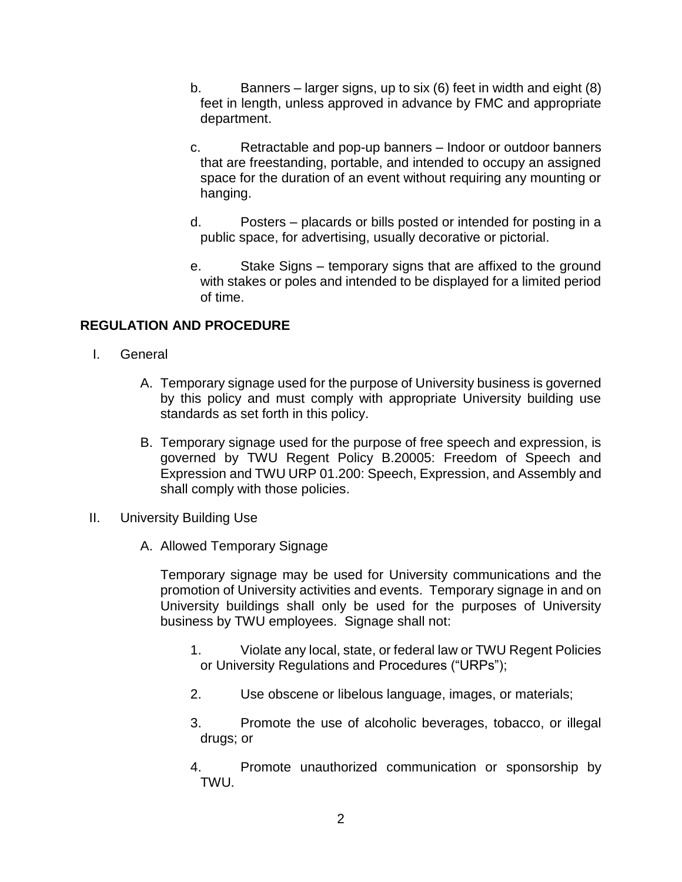b. Banners – larger signs, up to six (6) feet in width and eight (8) feet in length, unless approved in advance by FMC and appropriate department.

c. Retractable and pop-up banners – Indoor or outdoor banners that are freestanding, portable, and intended to occupy an assigned space for the duration of an event without requiring any mounting or hanging.

d. Posters – placards or bills posted or intended for posting in a public space, for advertising, usually decorative or pictorial.

e. Stake Signs – temporary signs that are affixed to the ground with stakes or poles and intended to be displayed for a limited period of time.

## REGULATION AND PROCEDURE

I. General

A. Temporary signage used for the purpose of University business is governed by this policy and must comply with appropriate University building use standards as set forth in this policy.

B. Temporary signage used for the purpose of free speech and expression, is governed by TWU Regent Policy B.20005: Freedom of Speech and Expression and TWU URP 01.200: Speech, Expression, and Assembly and shall comply with those policies.

II. University Building Use

A. Allowed Temporary Signage

Temporary signage may be used for University communications and the promotion of University activities and events. Temporary signage in and on University buildings shall only be used for the purposes of University business by TWU employees. Signage shall not:

1. Violate any local, state, or federal law or TWU Regent Policies or University Regulations and Procedures ("URPs");

2. Use obscene or libelous language, images, or materials;

3. Promote the use of alcoholic beverages, tobacco, or illegal drugs; or

4. Promote unauthorized communication or sponsorship by TWU.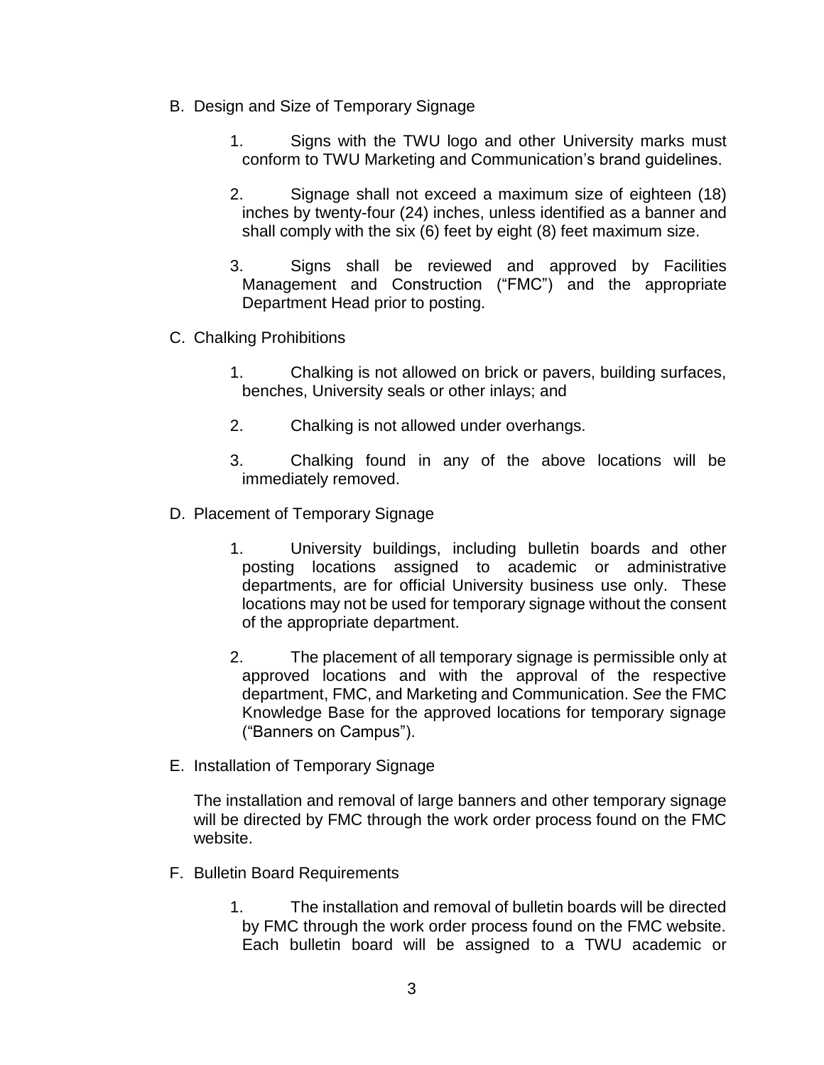B. Design and Size of Temporary Signage

   1. Signs with the TWU logo and other University marks must conform to TWU Marketing and Communication's brand guidelines.

   2. Signage shall not exceed a maximum size of eighteen (18) inches by twenty-four (24) inches, unless identified as a banner and shall comply with the six (6) feet by eight (8) feet maximum size.

   3. Signs shall be reviewed and approved by Facilities Management and Construction ("FMC") and the appropriate Department Head prior to posting.

C. Chalking Prohibitions

   1. Chalking is not allowed on brick or pavers, building surfaces, benches, University seals or other inlays; and

   2. Chalking is not allowed under overhangs.

   3. Chalking found in any of the above locations will be immediately removed.

D. Placement of Temporary Signage

   1. University buildings, including bulletin boards and other posting locations assigned to academic or administrative departments, are for official University business use only. These locations may not be used for temporary signage without the consent of the appropriate department.

   2. The placement of all temporary signage is permissible only at approved locations and with the approval of the respective department, FMC, and Marketing and Communication. *See* the FMC Knowledge Base for the approved locations for temporary signage ("Banners on Campus").

E. Installation of Temporary Signage

   The installation and removal of large banners and other temporary signage will be directed by FMC through the work order process found on the FMC website.

F. Bulletin Board Requirements

   1. The installation and removal of bulletin boards will be directed by FMC through the work order process found on the FMC website. Each bulletin board will be assigned to a TWU academic or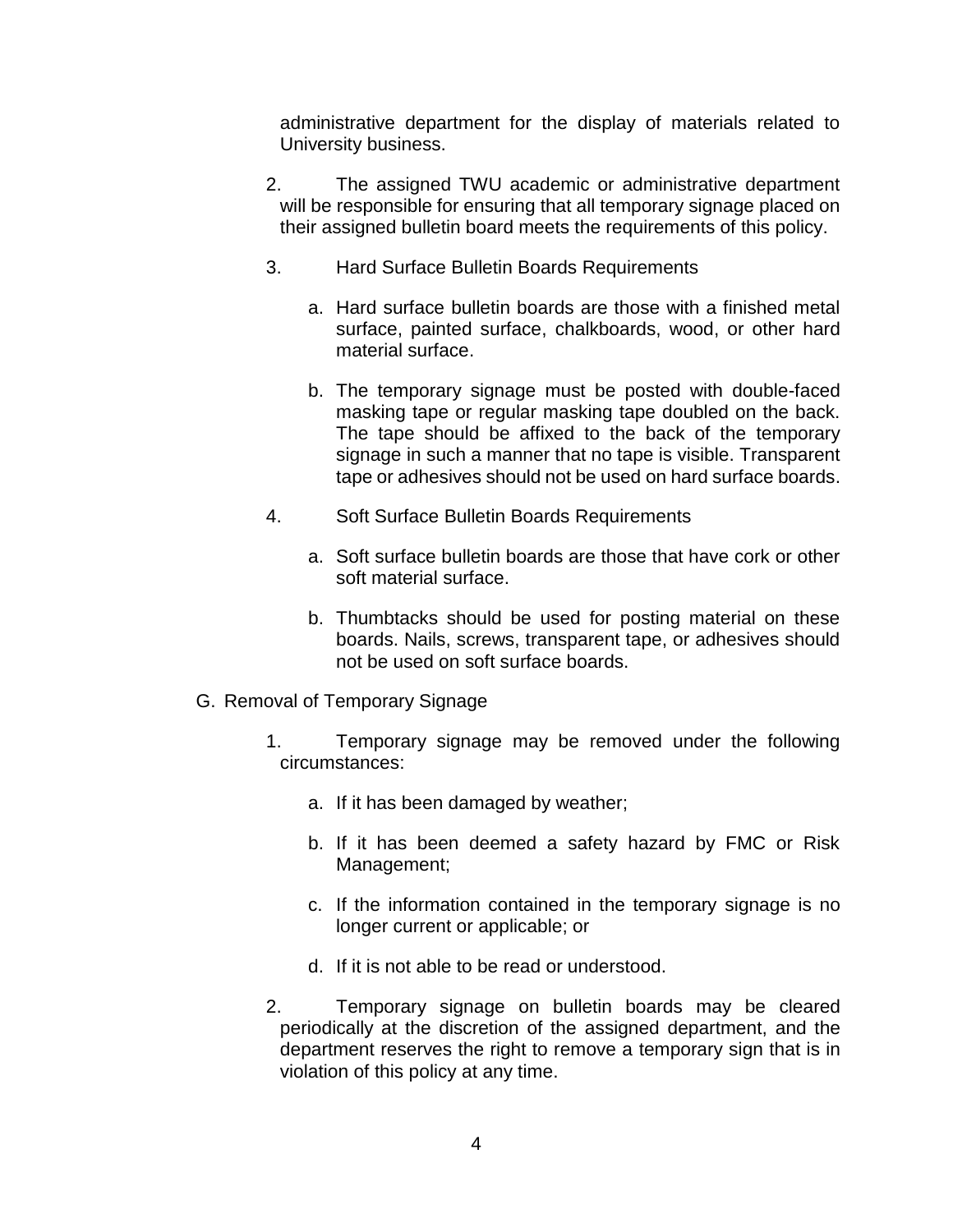administrative department for the display of materials related to University business.

2. The assigned TWU academic or administrative department will be responsible for ensuring that all temporary signage placed on their assigned bulletin board meets the requirements of this policy.

3. Hard Surface Bulletin Boards Requirements

   a. Hard surface bulletin boards are those with a finished metal surface, painted surface, chalkboards, wood, or other hard material surface.

   b. The temporary signage must be posted with double-faced masking tape or regular masking tape doubled on the back. The tape should be affixed to the back of the temporary signage in such a manner that no tape is visible. Transparent tape or adhesives should not be used on hard surface boards.

4. Soft Surface Bulletin Boards Requirements

   a. Soft surface bulletin boards are those that have cork or other soft material surface.

   b. Thumbtacks should be used for posting material on these boards. Nails, screws, transparent tape, or adhesives should not be used on soft surface boards.

G. Removal of Temporary Signage

1. Temporary signage may be removed under the following circumstances:

   a. If it has been damaged by weather;

   b. If it has been deemed a safety hazard by FMC or Risk Management;

   c. If the information contained in the temporary signage is no longer current or applicable; or

   d. If it is not able to be read or understood.

2. Temporary signage on bulletin boards may be cleared periodically at the discretion of the assigned department, and the department reserves the right to remove a temporary sign that is in violation of this policy at any time.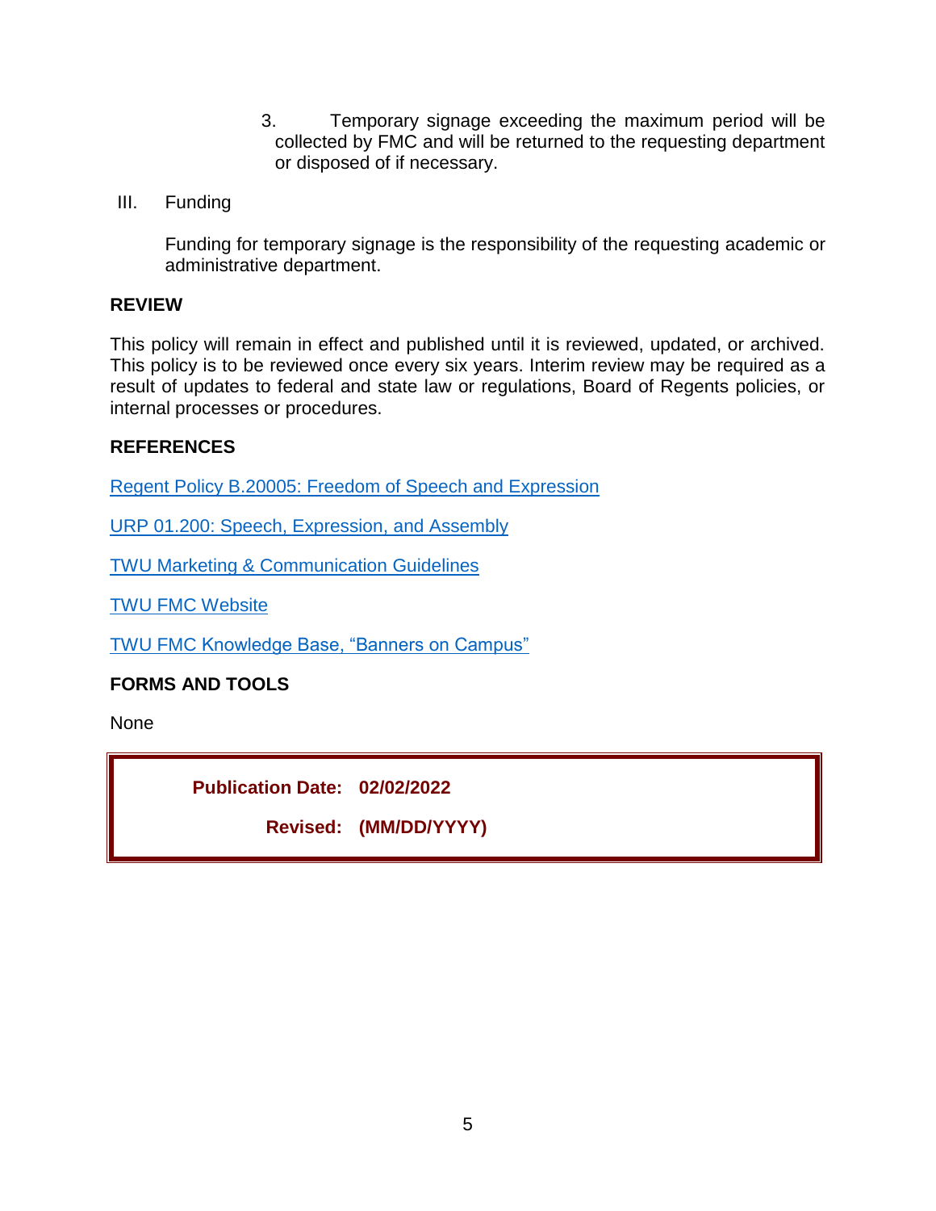3. Temporary signage exceeding the maximum period will be collected by FMC and will be returned to the requesting department or disposed of if necessary.

III. Funding

Funding for temporary signage is the responsibility of the requesting academic or administrative department.

## REVIEW

This policy will remain in effect and published until it is reviewed, updated, or archived. This policy is to be reviewed once every six years. Interim review may be required as a result of updates to federal and state law or regulations, Board of Regents policies, or internal processes or procedures.

## REFERENCES

Regent Policy B.20005: Freedom of Speech and Expression

URP 01.200: Speech, Expression, and Assembly

TWU Marketing & Communication Guidelines

TWU FMC Website

TWU FMC Knowledge Base, "Banners on Campus"

## FORMS AND TOOLS

None

**Publication Date: 02/02/2022**

**Revised: (MM/DD/YYYY)**